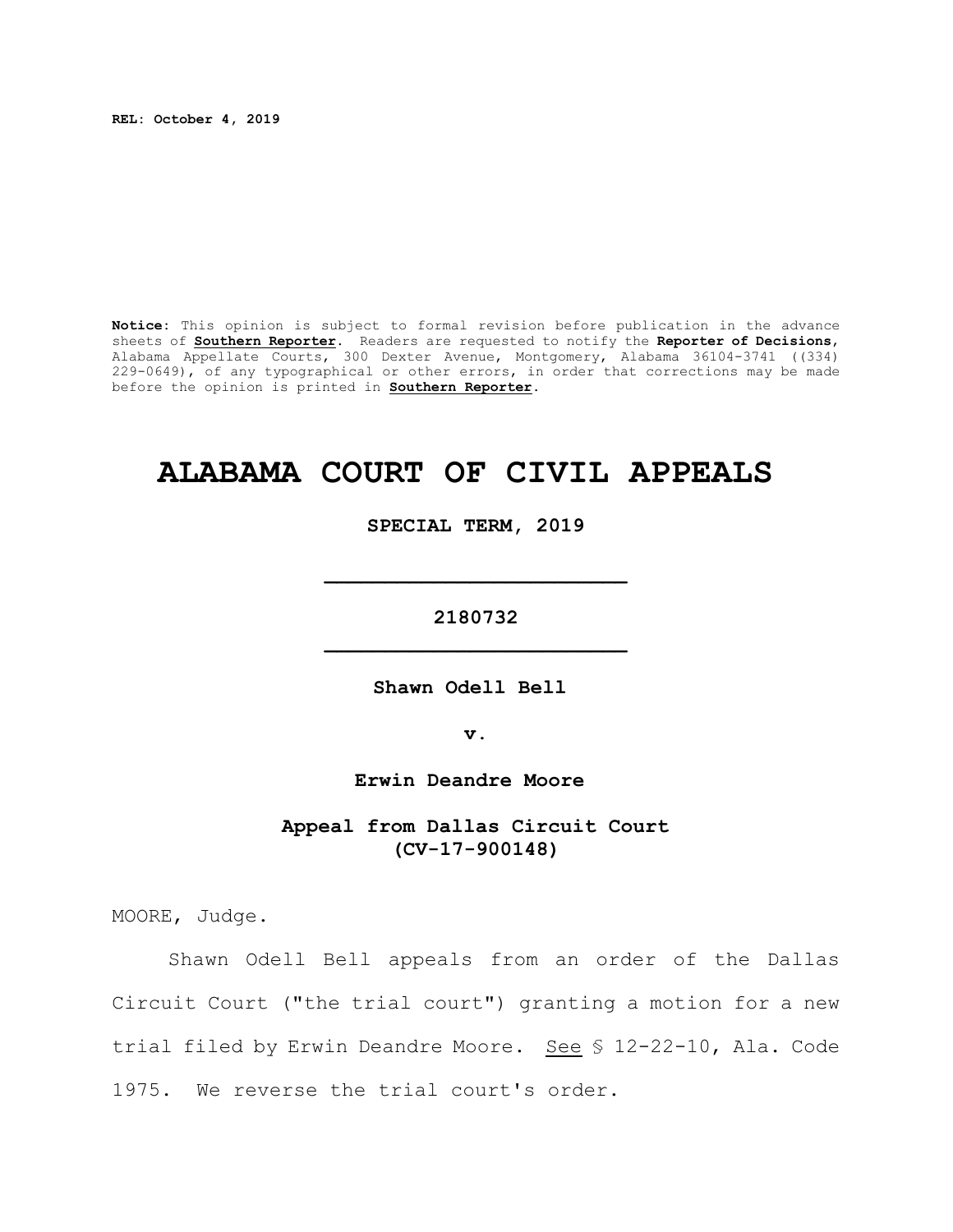**REL: October 4, 2019**

**Notice**: This opinion is subject to formal revision before publication in the advance sheets of **Southern Reporter**. Readers are requested to notify the **Reporter of Decisions**, Alabama Appellate Courts, 300 Dexter Avenue, Montgomery, Alabama 36104-3741 ((334) 229-0649), of any typographical or other errors, in order that corrections may be made before the opinion is printed in **Southern Reporter**.

# ALABAMA COURT OF CIVIL APPEALS

**SPECIAL TERM, 2019**

---

**2180732**

---

**Shawn Odell Bell**

**v.**

**Erwin Deandre Moore**

**Appeal from Dallas Circuit Court (CV-17-900148)**

MOORE, Judge.

Shawn Odell Bell appeals from an order of the Dallas Circuit Court ("the trial court") granting a motion for a new trial filed by Erwin Deandre Moore. See § 12-22-10, Ala. Code 1975. We reverse the trial court's order.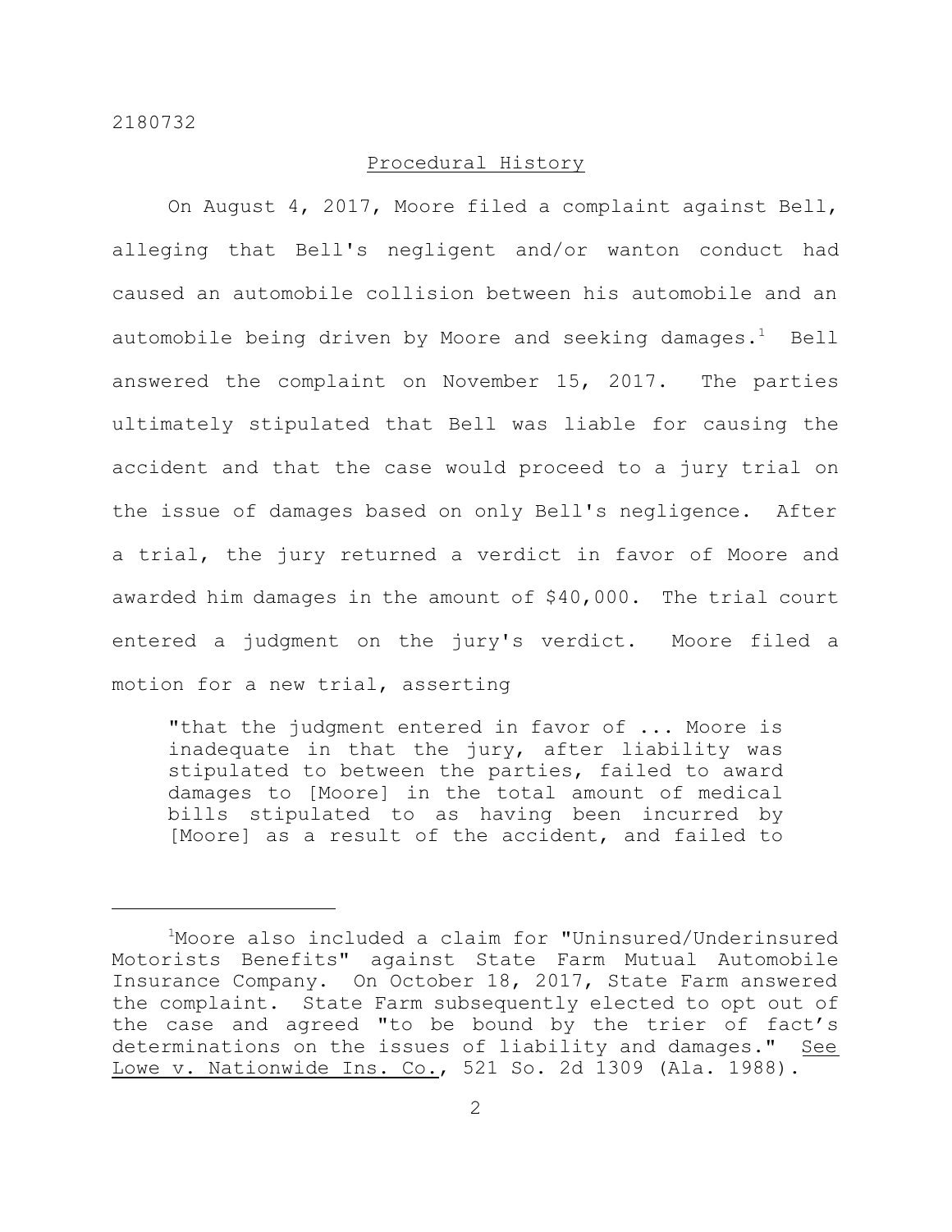## Procedural History

On August 4, 2017, Moore filed a complaint against Bell, alleging that Bell's negligent and/or wanton conduct had caused an automobile collision between his automobile and an automobile being driven by Moore and seeking damages.[1] Bell answered the complaint on November 15, 2017. The parties ultimately stipulated that Bell was liable for causing the accident and that the case would proceed to a jury trial on the issue of damages based on only Bell's negligence. After a trial, the jury returned a verdict in favor of Moore and awarded him damages in the amount of $40,000. The trial court entered a judgment on the jury's verdict. Moore filed a motion for a new trial, asserting

> "that the judgment entered in favor of ... Moore is inadequate in that the jury, after liability was stipulated to between the parties, failed to award damages to [Moore] in the total amount of medical bills stipulated to as having been incurred by [Moore] as a result of the accident, and failed to

---

[1]Moore also included a claim for "Uninsured/Underinsured Motorists Benefits" against State Farm Mutual Automobile Insurance Company. On October 18, 2017, State Farm answered the complaint. State Farm subsequently elected to opt out of the case and agreed "to be bound by the trier of fact's determinations on the issues of liability and damages." See Lowe v. Nationwide Ins. Co., 521 So. 2d 1309 (Ala. 1988).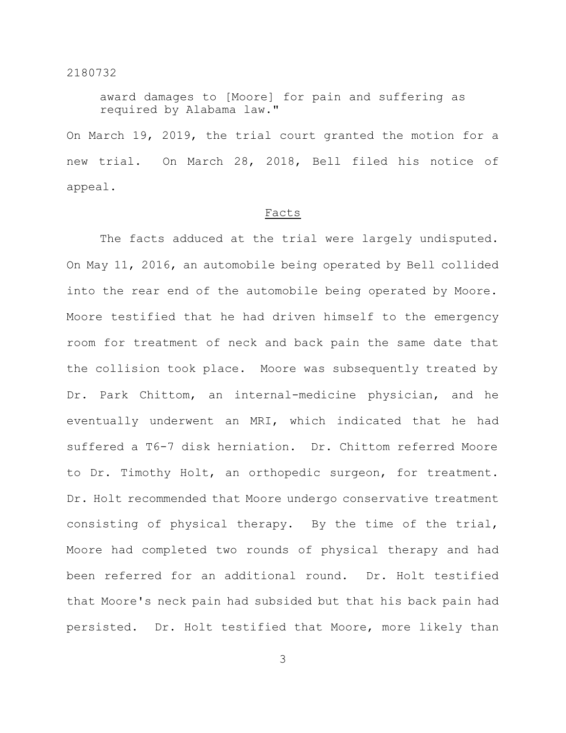award damages to [Moore] for pain and suffering as required by Alabama law."

On March 19, 2019, the trial court granted the motion for a new trial. On March 28, 2018, Bell filed his notice of appeal.

## Facts

The facts adduced at the trial were largely undisputed. On May 11, 2016, an automobile being operated by Bell collided into the rear end of the automobile being operated by Moore. Moore testified that he had driven himself to the emergency room for treatment of neck and back pain the same date that the collision took place. Moore was subsequently treated by Dr. Park Chittom, an internal-medicine physician, and he eventually underwent an MRI, which indicated that he had suffered a T6-7 disk herniation. Dr. Chittom referred Moore to Dr. Timothy Holt, an orthopedic surgeon, for treatment. Dr. Holt recommended that Moore undergo conservative treatment consisting of physical therapy. By the time of the trial, Moore had completed two rounds of physical therapy and had been referred for an additional round. Dr. Holt testified that Moore's neck pain had subsided but that his back pain had persisted. Dr. Holt testified that Moore, more likely than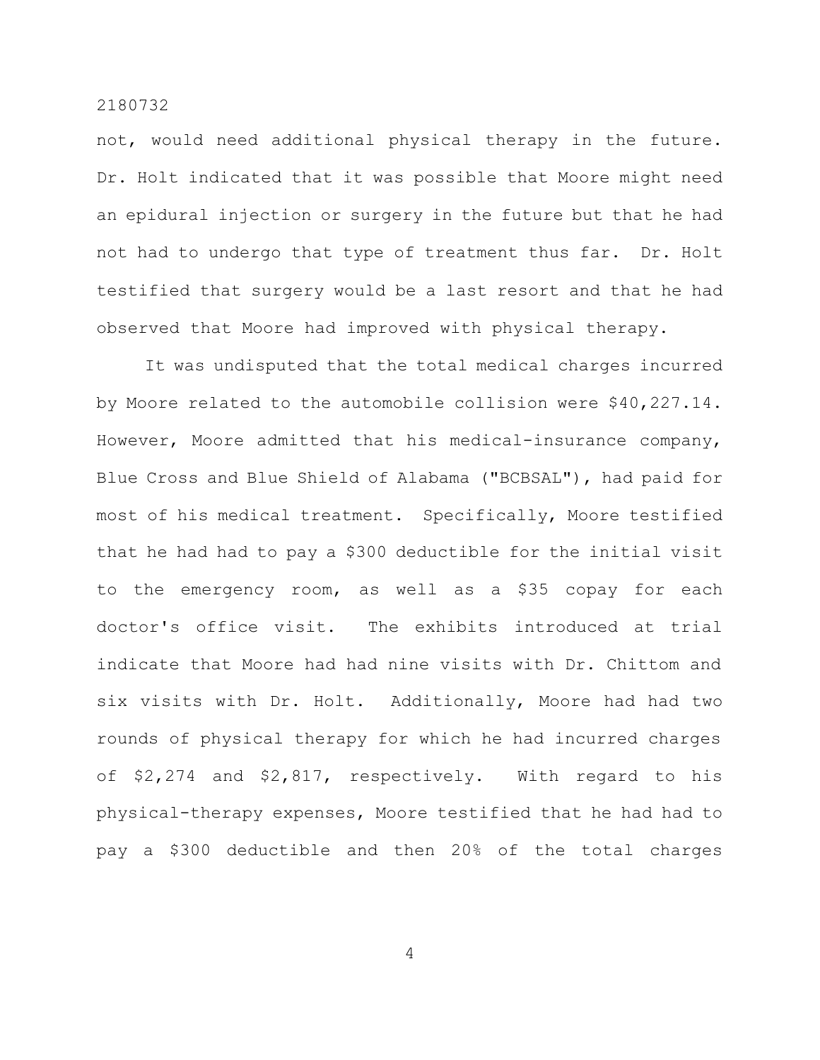not, would need additional physical therapy in the future. Dr. Holt indicated that it was possible that Moore might need an epidural injection or surgery in the future but that he had not had to undergo that type of treatment thus far. Dr. Holt testified that surgery would be a last resort and that he had observed that Moore had improved with physical therapy.

It was undisputed that the total medical charges incurred by Moore related to the automobile collision were $40,227.14. However, Moore admitted that his medical-insurance company, Blue Cross and Blue Shield of Alabama ("BCBSAL"), had paid for most of his medical treatment. Specifically, Moore testified that he had had to pay a $300 deductible for the initial visit to the emergency room, as well as a $35 copay for each doctor's office visit. The exhibits introduced at trial indicate that Moore had had nine visits with Dr. Chittom and six visits with Dr. Holt. Additionally, Moore had had two rounds of physical therapy for which he had incurred charges of $2,274 and $2,817, respectively. With regard to his physical-therapy expenses, Moore testified that he had had to pay a $300 deductible and then 20% of the total charges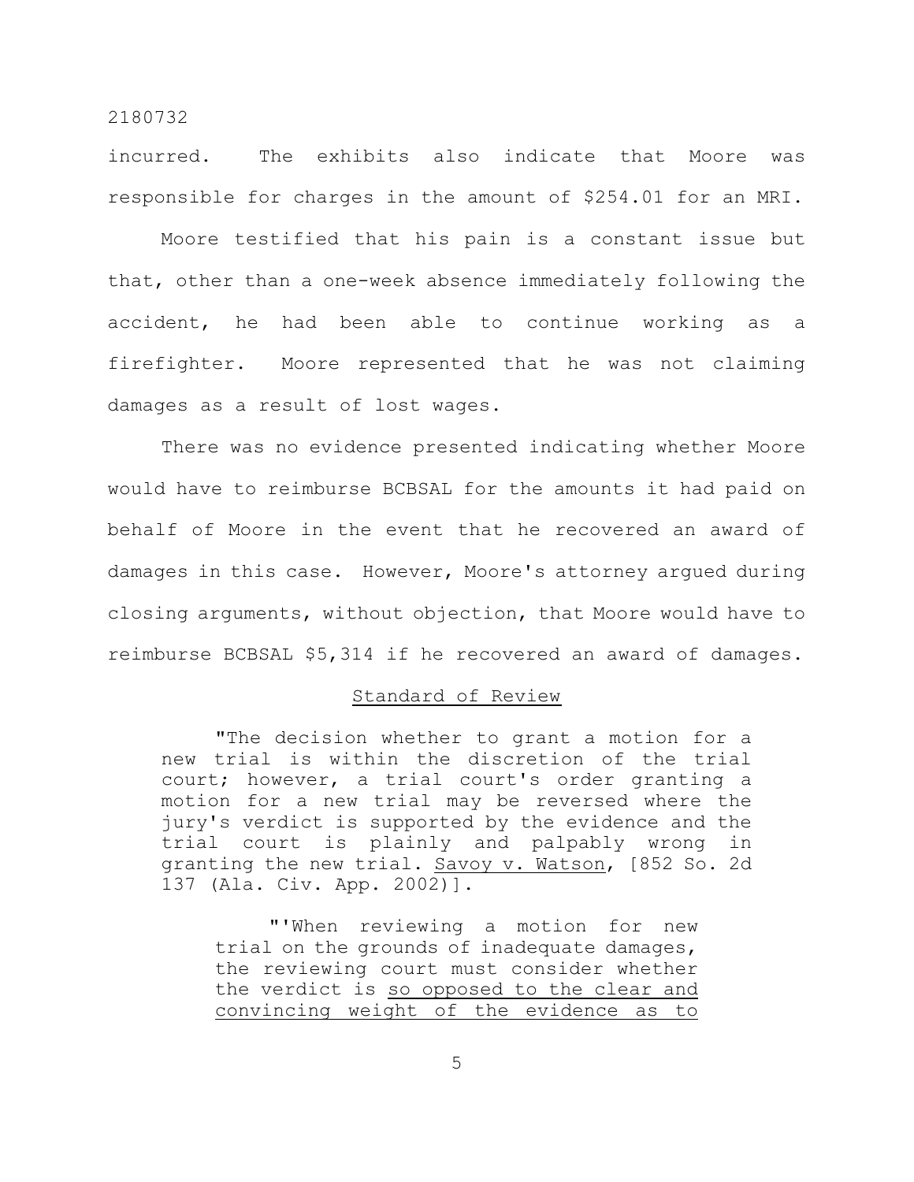incurred. The exhibits also indicate that Moore was responsible for charges in the amount of $254.01 for an MRI.

Moore testified that his pain is a constant issue but that, other than a one-week absence immediately following the accident, he had been able to continue working as a firefighter. Moore represented that he was not claiming damages as a result of lost wages.

There was no evidence presented indicating whether Moore would have to reimburse BCBSAL for the amounts it had paid on behalf of Moore in the event that he recovered an award of damages in this case. However, Moore's attorney argued during closing arguments, without objection, that Moore would have to reimburse BCBSAL $5,314 if he recovered an award of damages.

## Standard of Review

> "The decision whether to grant a motion for a new trial is within the discretion of the trial court; however, a trial court's order granting a motion for a new trial may be reversed where the jury's verdict is supported by the evidence and the trial court is plainly and palpably wrong in granting the new trial. Savoy v. Watson, [852 So. 2d 137 (Ala. Civ. App. 2002)].
>
> > "'When reviewing a motion for new trial on the grounds of inadequate damages, the reviewing court must consider whether the verdict is so opposed to the clear and convincing weight of the evidence as to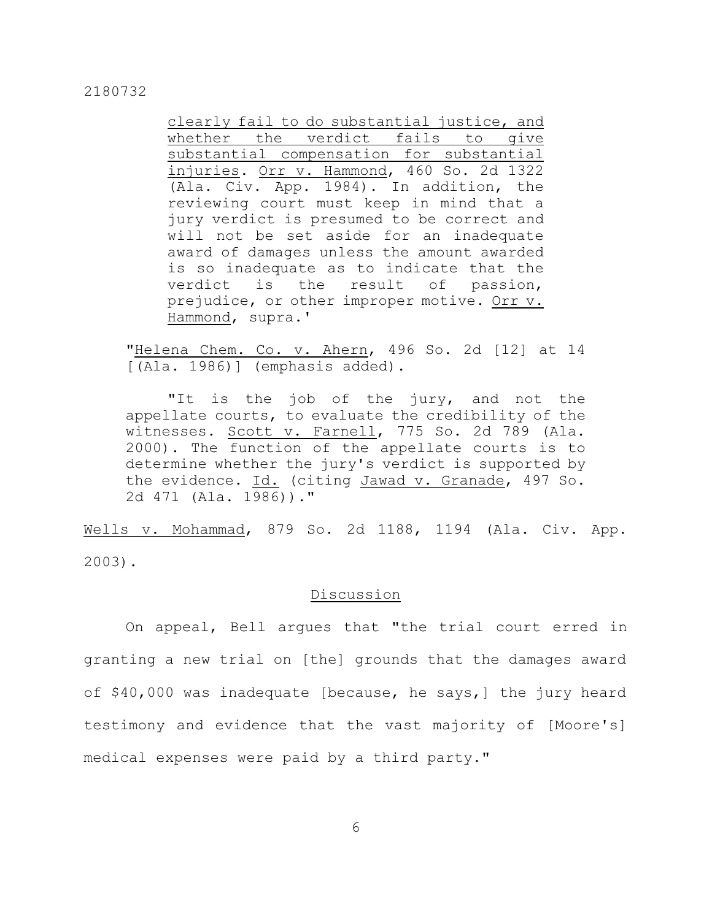clearly fail to do substantial justice, and whether the verdict fails to give substantial compensation for substantial injuries. Orr v. Hammond, 460 So. 2d 1322 (Ala. Civ. App. 1984). In addition, the reviewing court must keep in mind that a jury verdict is presumed to be correct and will not be set aside for an inadequate award of damages unless the amount awarded is so inadequate as to indicate that the verdict is the result of passion, prejudice, or other improper motive. Orr v. Hammond, supra.'

> "Helena Chem. Co. v. Ahern, 496 So. 2d [12] at 14 [(Ala. 1986)] (emphasis added).
>
> "It is the job of the jury, and not the appellate courts, to evaluate the credibility of the witnesses. Scott v. Farnell, 775 So. 2d 789 (Ala. 2000). The function of the appellate courts is to determine whether the jury's verdict is supported by the evidence. Id. (citing Jawad v. Granade, 497 So. 2d 471 (Ala. 1986))."

Wells v. Mohammad, 879 So. 2d 1188, 1194 (Ala. Civ. App. 2003).

## Discussion

On appeal, Bell argues that "the trial court erred in granting a new trial on [the] grounds that the damages award of $40,000 was inadequate [because, he says,] the jury heard testimony and evidence that the vast majority of [Moore's] medical expenses were paid by a third party."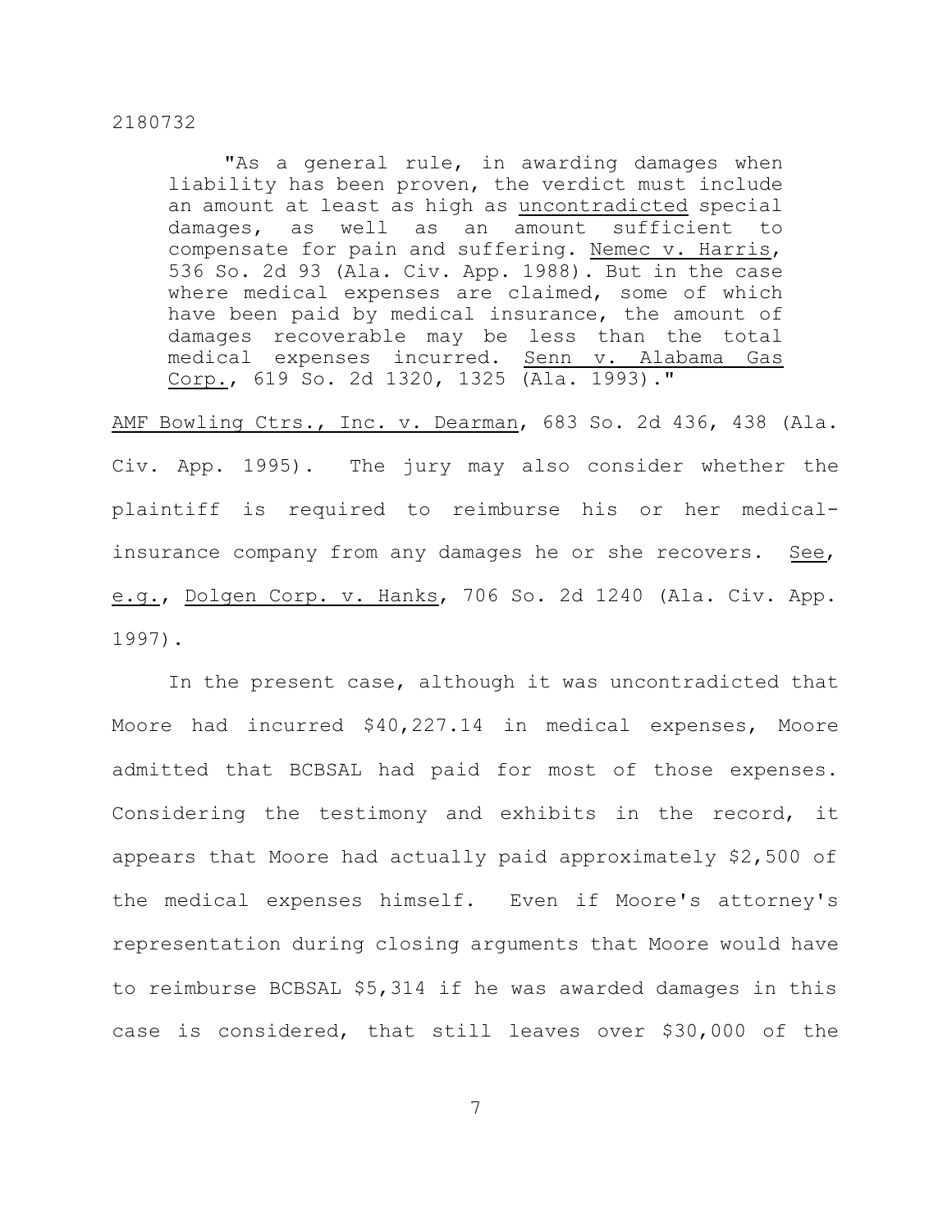> "As a general rule, in awarding damages when liability has been proven, the verdict must include an amount at least as high as uncontradicted special damages, as well as an amount sufficient to compensate for pain and suffering. Nemec v. Harris, 536 So. 2d 93 (Ala. Civ. App. 1988). But in the case where medical expenses are claimed, some of which have been paid by medical insurance, the amount of damages recoverable may be less than the total medical expenses incurred. Senn v. Alabama Gas Corp., 619 So. 2d 1320, 1325 (Ala. 1993)."

AMF Bowling Ctrs., Inc. v. Dearman, 683 So. 2d 436, 438 (Ala. Civ. App. 1995). The jury may also consider whether the plaintiff is required to reimburse his or her medical-insurance company from any damages he or she recovers. See, e.g., Dolgen Corp. v. Hanks, 706 So. 2d 1240 (Ala. Civ. App. 1997).

In the present case, although it was uncontradicted that Moore had incurred $40,227.14 in medical expenses, Moore admitted that BCBSAL had paid for most of those expenses. Considering the testimony and exhibits in the record, it appears that Moore had actually paid approximately $2,500 of the medical expenses himself. Even if Moore's attorney's representation during closing arguments that Moore would have to reimburse BCBSAL $5,314 if he was awarded damages in this case is considered, that still leaves over $30,000 of the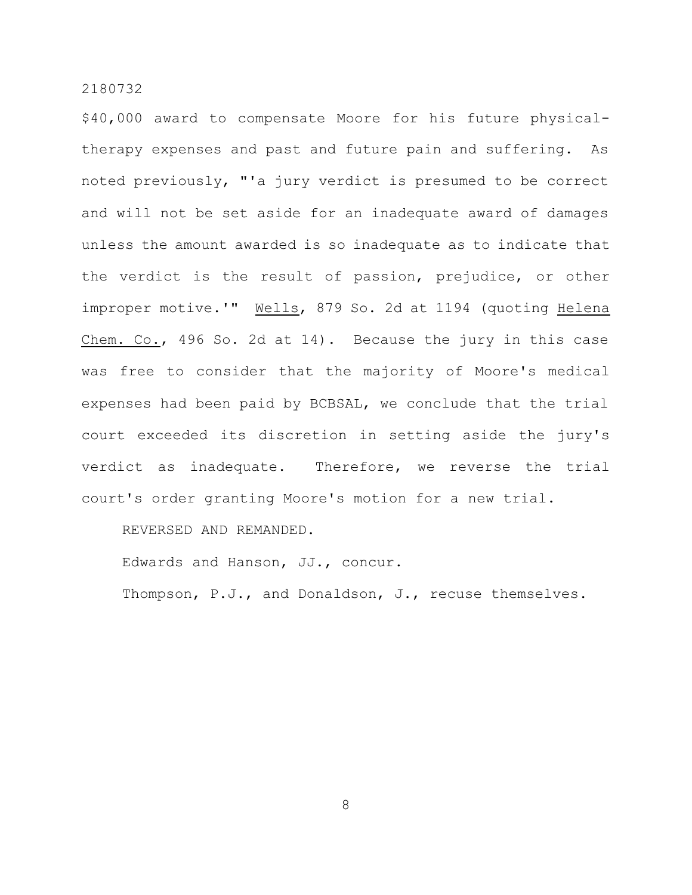$40,000 award to compensate Moore for his future physical-therapy expenses and past and future pain and suffering. As noted previously, "'a jury verdict is presumed to be correct and will not be set aside for an inadequate award of damages unless the amount awarded is so inadequate as to indicate that the verdict is the result of passion, prejudice, or other improper motive.'" Wells, 879 So. 2d at 1194 (quoting Helena Chem. Co., 496 So. 2d at 14). Because the jury in this case was free to consider that the majority of Moore's medical expenses had been paid by BCBSAL, we conclude that the trial court exceeded its discretion in setting aside the jury's verdict as inadequate. Therefore, we reverse the trial court's order granting Moore's motion for a new trial.

REVERSED AND REMANDED.

Edwards and Hanson, JJ., concur.

Thompson, P.J., and Donaldson, J., recuse themselves.